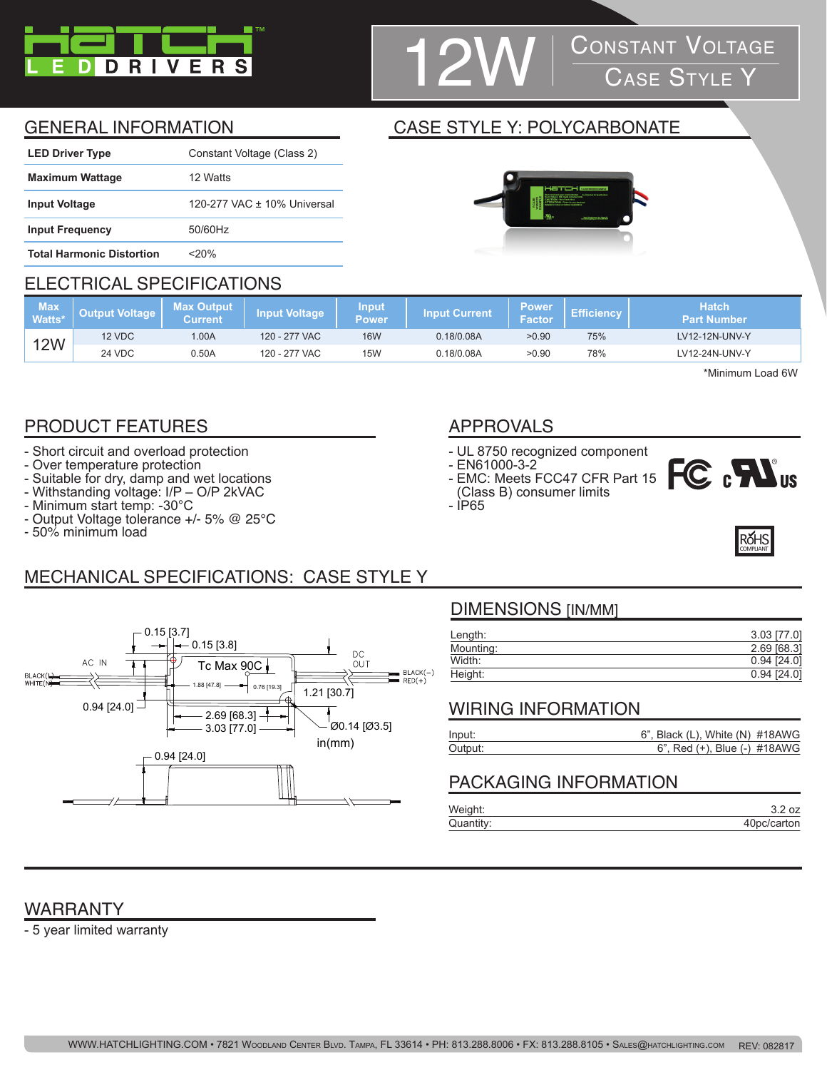# HATCH LED DRIVERS

# 12W Constant Voltage Case Style Y

## GENERAL INFORMATION

| | |
|---|---|
| **LED Driver Type** | Constant Voltage (Class 2) |
| **Maximum Wattage** | 12 Watts |
| **Input Voltage** | 120-277 VAC ± 10% Universal |
| **Input Frequency** | 50/60Hz |
| **Total Harmonic Distortion** | <20% |

## CASE STYLE Y: POLYCARBONATE

## ELECTRICAL SPECIFICATIONS

| Max Watts* | Output Voltage | Max Output Current | Input Voltage | Input Power | Input Current | Power Factor | Efficiency | Hatch Part Number |
|---|---|---|---|---|---|---|---|---|
| 12W | 12 VDC | 1.00A | 120 - 277 VAC | 16W | 0.18/0.08A | >0.90 | 75% | LV12-12N-UNV-Y |
| | 24 VDC | 0.50A | 120 - 277 VAC | 15W | 0.18/0.08A | >0.90 | 78% | LV12-24N-UNV-Y |

*Minimum Load 6W

## PRODUCT FEATURES

- Short circuit and overload protection
- Over temperature protection
- Suitable for dry, damp and wet locations
- Withstanding voltage: I/P – O/P 2kVAC
- Minimum start temp: -30°C
- Output Voltage tolerance +/- 5% @ 25°C
- 50% minimum load

## APPROVALS

- UL 8750 recognized component
- EN61000-3-2
- EMC: Meets FCC47 CFR Part 15 (Class B) consumer limits
- IP65

## MECHANICAL SPECIFICATIONS: CASE STYLE Y

AC IN: BLACK(L), WHITE(N) — DC OUT: BLACK(−), RED(+)

Tc Max 90C

0.15 [3.7], 0.15 [3.8], 1.88 [47.8], 0.76 [19.3], 1.21 [30.7], 0.94 [24.0], 2.69 [68.3], 3.03 [77.0], Ø0.14 [Ø3.5], 0.94 [24.0]

in(mm)

## DIMENSIONS [IN/MM]

| | |
|---|---|
| Length: | 3.03 [77.0] |
| Mounting: | 2.69 [68.3] |
| Width: | 0.94 [24.0] |
| Height: | 0.94 [24.0] |

## WIRING INFORMATION

| | |
|---|---|
| Input: | 6", Black (L), White (N) #18AWG |
| Output: | 6", Red (+), Blue (-) #18AWG |

## PACKAGING INFORMATION

| | |
|---|---|
| Weight: | 3.2 oz |
| Quantity: | 40pc/carton |

## WARRANTY

- 5 year limited warranty

WWW.HATCHLIGHTING.COM • 7821 Woodland Center Blvd. Tampa, FL 33614 • PH: 813.288.8006 • FX: 813.288.8105 • Sales@hatchlighting.com REV: 082817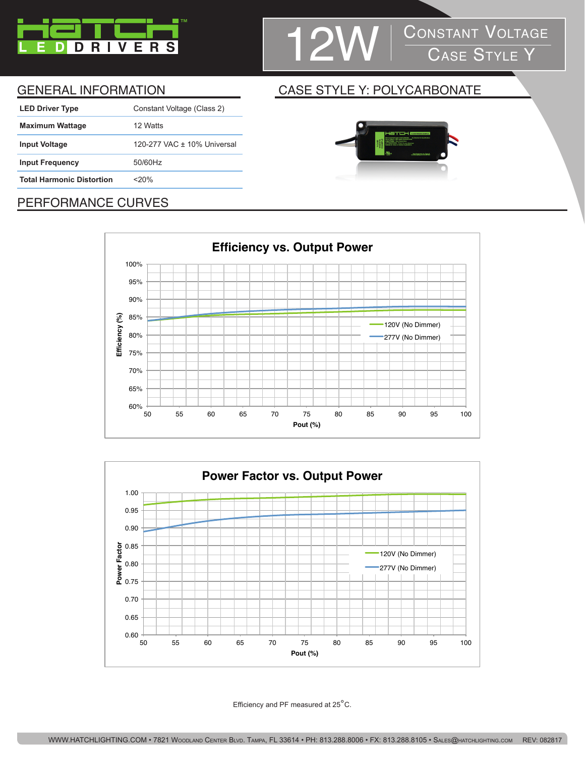HATCH LED DRIVERS

# 12W Constant Voltage Case Style Y

## GENERAL INFORMATION

| | |
|---|---|
| **LED Driver Type** | Constant Voltage (Class 2) |
| **Maximum Wattage** | 12 Watts |
| **Input Voltage** | 120-277 VAC ± 10% Universal |
| **Input Frequency** | 50/60Hz |
| **Total Harmonic Distortion** | <20% |

## CASE STYLE Y: POLYCARBONATE

## PERFORMANCE CURVES

**Efficiency vs. Output Power**

Efficiency (%) vs. Pout (%) — 120V (No Dimmer), 277V (No Dimmer)

**Power Factor vs. Output Power**

Power Factor vs. Pout (%) — 120V (No Dimmer), 277V (No Dimmer)

Efficiency and PF measured at 25°C.

WWW.HATCHLIGHTING.COM • 7821 Woodland Center Blvd. Tampa, FL 33614 • PH: 813.288.8006 • FX: 813.288.8105 • Sales@hatchlighting.com REV: 082817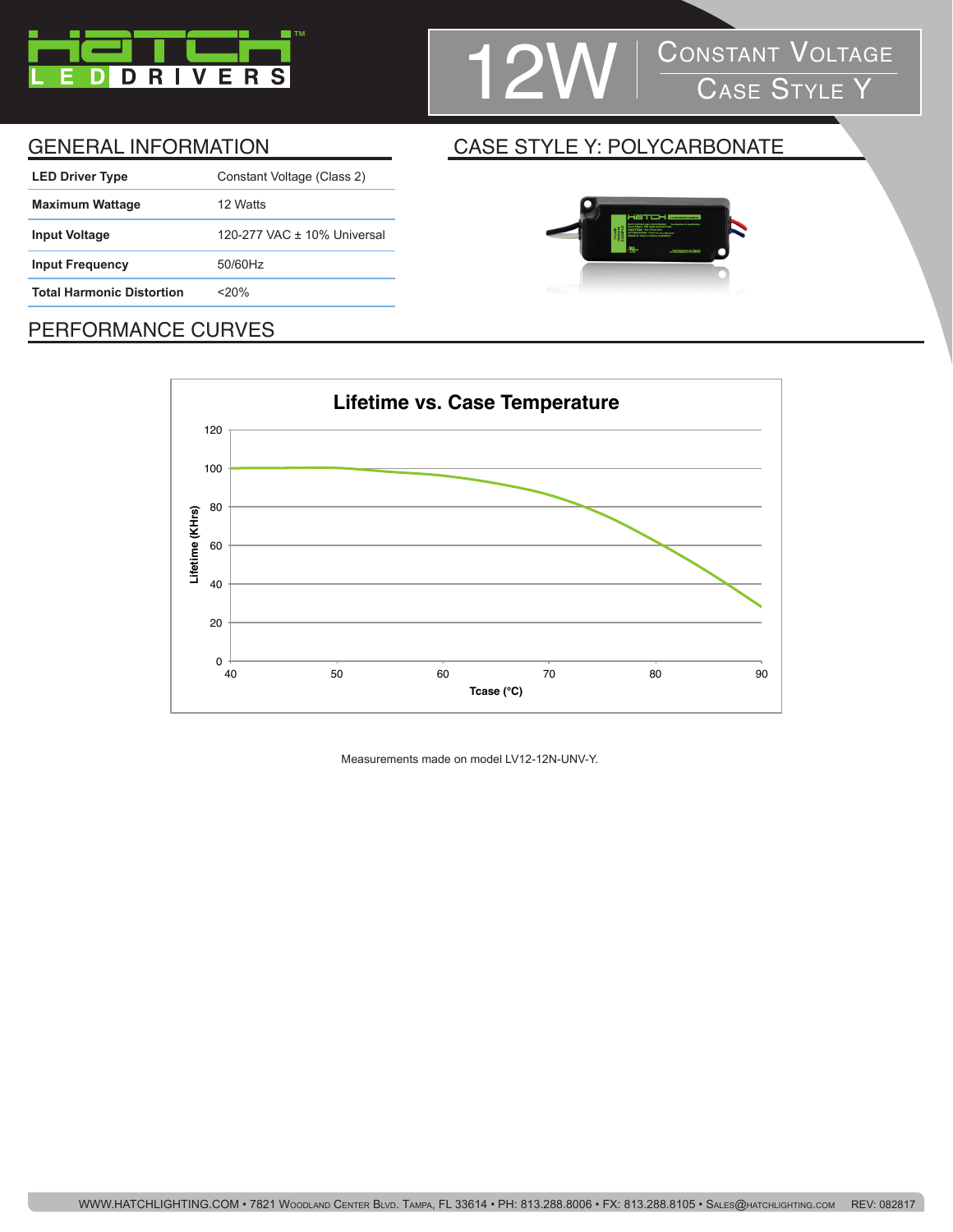# 12W Constant Voltage Case Style Y

## GENERAL INFORMATION

| | |
|---|---|
| **LED Driver Type** | Constant Voltage (Class 2) |
| **Maximum Wattage** | 12 Watts |
| **Input Voltage** | 120-277 VAC ± 10% Universal |
| **Input Frequency** | 50/60Hz |
| **Total Harmonic Distortion** | <20% |

## CASE STYLE Y: POLYCARBONATE

## PERFORMANCE CURVES

Lifetime vs. Case Temperature

Lifetime (KHrs)

120
100
80
60
40
20
0

40 50 60 70 80 90

Tcase (°C)

Measurements made on model LV12-12N-UNV-Y.

WWW.HATCHLIGHTING.COM • 7821 Woodland Center Blvd. Tampa, FL 33614 • PH: 813.288.8006 • FX: 813.288.8105 • Sales@hatchlighting.com REV: 082817